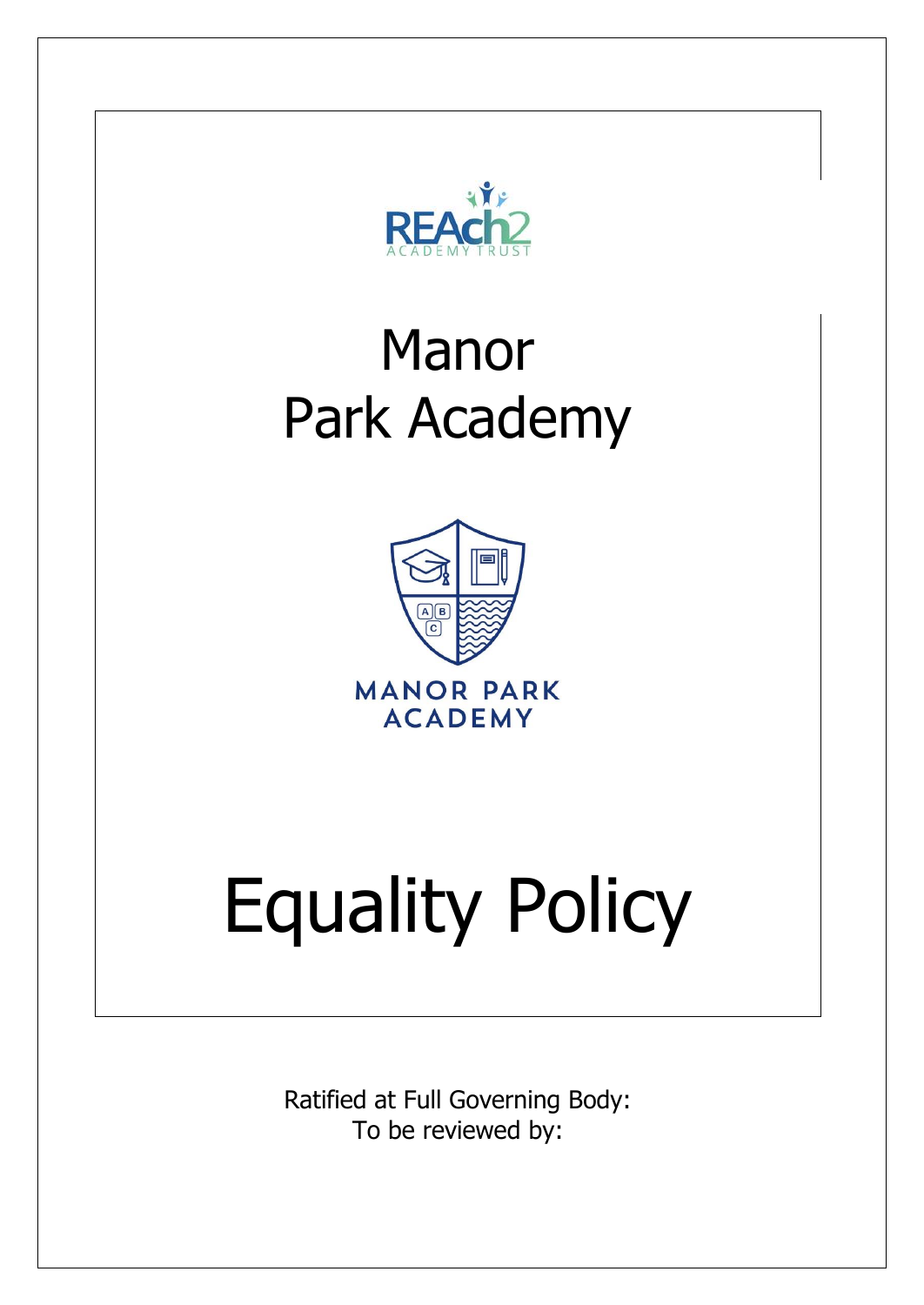REAch2
ACADEMY TRUST

# Manor Park Academy

MANOR PARK ACADEMY

# Equality Policy

Ratified at Full Governing Body:

To be reviewed by: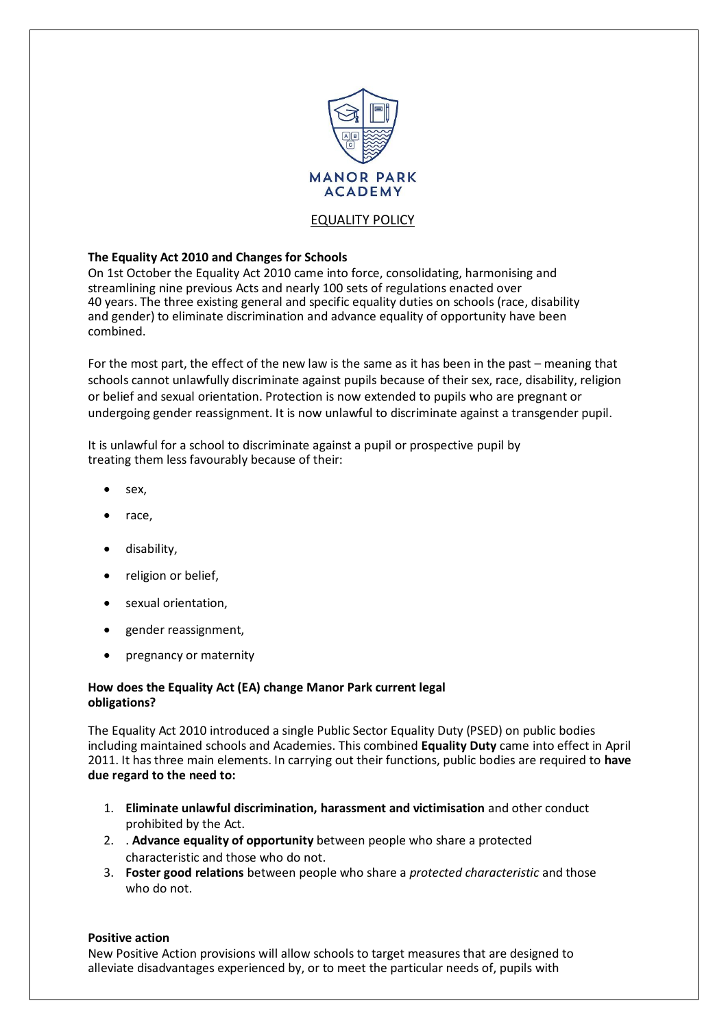MANOR PARK
ACADEMY

# EQUALITY POLICY

**The Equality Act 2010 and Changes for Schools**
On 1st October the Equality Act 2010 came into force, consolidating, harmonising and streamlining nine previous Acts and nearly 100 sets of regulations enacted over 40 years. The three existing general and specific equality duties on schools (race, disability and gender) to eliminate discrimination and advance equality of opportunity have been combined.

For the most part, the effect of the new law is the same as it has been in the past – meaning that schools cannot unlawfully discriminate against pupils because of their sex, race, disability, religion or belief and sexual orientation. Protection is now extended to pupils who are pregnant or undergoing gender reassignment. It is now unlawful to discriminate against a transgender pupil.

It is unlawful for a school to discriminate against a pupil or prospective pupil by treating them less favourably because of their:

- sex,
- race,
- disability,
- religion or belief,
- sexual orientation,
- gender reassignment,
- pregnancy or maternity

**How does the Equality Act (EA) change Manor Park current legal obligations?**

The Equality Act 2010 introduced a single Public Sector Equality Duty (PSED) on public bodies including maintained schools and Academies. This combined **Equality Duty** came into effect in April 2011. It has three main elements. In carrying out their functions, public bodies are required to **have due regard to the need to:**

1. **Eliminate unlawful discrimination, harassment and victimisation** and other conduct prohibited by the Act.
2. . **Advance equality of opportunity** between people who share a protected characteristic and those who do not.
3. **Foster good relations** between people who share a *protected characteristic* and those who do not.

**Positive action**
New Positive Action provisions will allow schools to target measures that are designed to alleviate disadvantages experienced by, or to meet the particular needs of, pupils with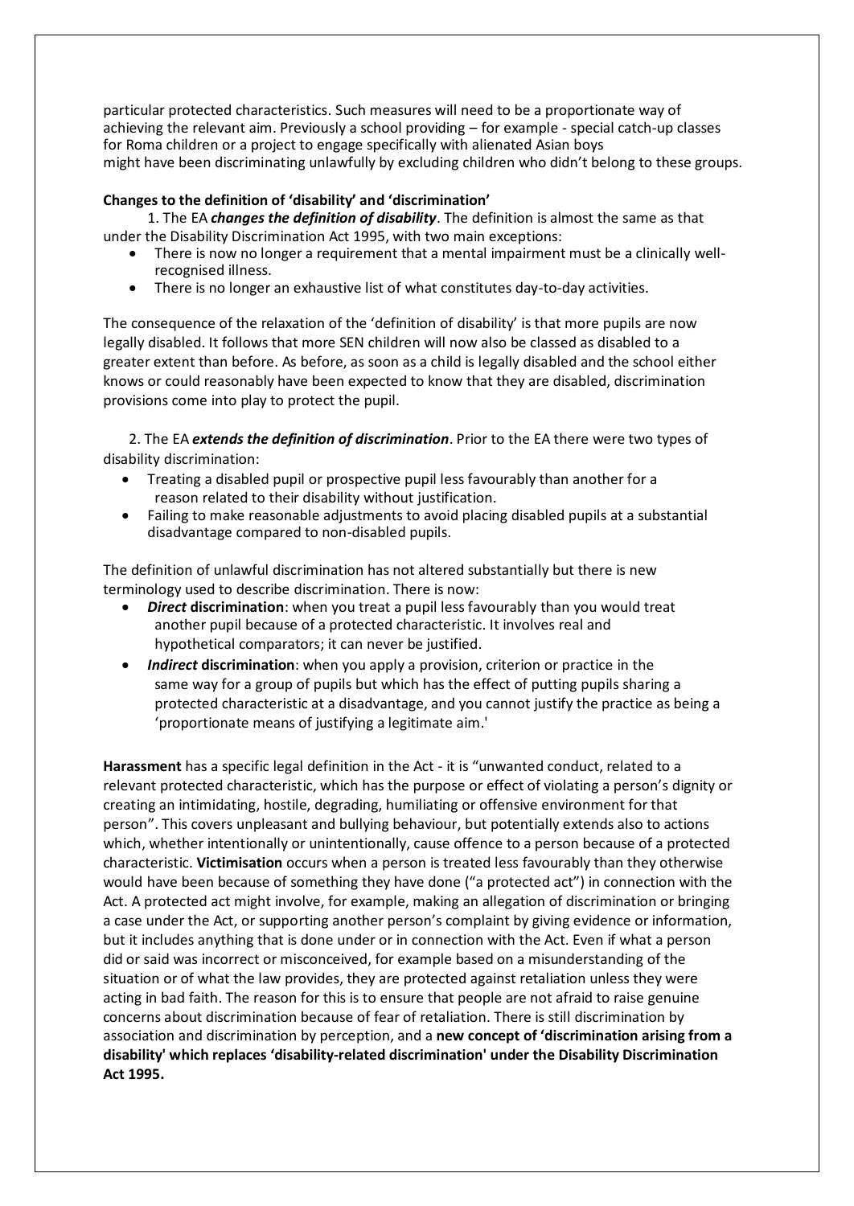particular protected characteristics. Such measures will need to be a proportionate way of achieving the relevant aim. Previously a school providing – for example - special catch-up classes for Roma children or a project to engage specifically with alienated Asian boys might have been discriminating unlawfully by excluding children who didn't belong to these groups.

**Changes to the definition of 'disability' and 'discrimination'**

1. The EA ***changes the definition of disability***. The definition is almost the same as that under the Disability Discrimination Act 1995, with two main exceptions:

- There is now no longer a requirement that a mental impairment must be a clinically well-recognised illness.
- There is no longer an exhaustive list of what constitutes day-to-day activities.

The consequence of the relaxation of the 'definition of disability' is that more pupils are now legally disabled. It follows that more SEN children will now also be classed as disabled to a greater extent than before. As before, as soon as a child is legally disabled and the school either knows or could reasonably have been expected to know that they are disabled, discrimination provisions come into play to protect the pupil.

2. The EA ***extends the definition of discrimination***. Prior to the EA there were two types of disability discrimination:

- Treating a disabled pupil or prospective pupil less favourably than another for a reason related to their disability without justification.
- Failing to make reasonable adjustments to avoid placing disabled pupils at a substantial disadvantage compared to non-disabled pupils.

The definition of unlawful discrimination has not altered substantially but there is new terminology used to describe discrimination. There is now:

- ***Direct* discrimination**: when you treat a pupil less favourably than you would treat another pupil because of a protected characteristic. It involves real and hypothetical comparators; it can never be justified.
- ***Indirect* discrimination**: when you apply a provision, criterion or practice in the same way for a group of pupils but which has the effect of putting pupils sharing a protected characteristic at a disadvantage, and you cannot justify the practice as being a 'proportionate means of justifying a legitimate aim.'

**Harassment** has a specific legal definition in the Act - it is "unwanted conduct, related to a relevant protected characteristic, which has the purpose or effect of violating a person's dignity or creating an intimidating, hostile, degrading, humiliating or offensive environment for that person". This covers unpleasant and bullying behaviour, but potentially extends also to actions which, whether intentionally or unintentionally, cause offence to a person because of a protected characteristic. **Victimisation** occurs when a person is treated less favourably than they otherwise would have been because of something they have done ("a protected act") in connection with the Act. A protected act might involve, for example, making an allegation of discrimination or bringing a case under the Act, or supporting another person's complaint by giving evidence or information, but it includes anything that is done under or in connection with the Act. Even if what a person did or said was incorrect or misconceived, for example based on a misunderstanding of the situation or of what the law provides, they are protected against retaliation unless they were acting in bad faith. The reason for this is to ensure that people are not afraid to raise genuine concerns about discrimination because of fear of retaliation. There is still discrimination by association and discrimination by perception, and a **new concept of 'discrimination arising from a disability' which replaces 'disability-related discrimination' under the Disability Discrimination Act 1995.**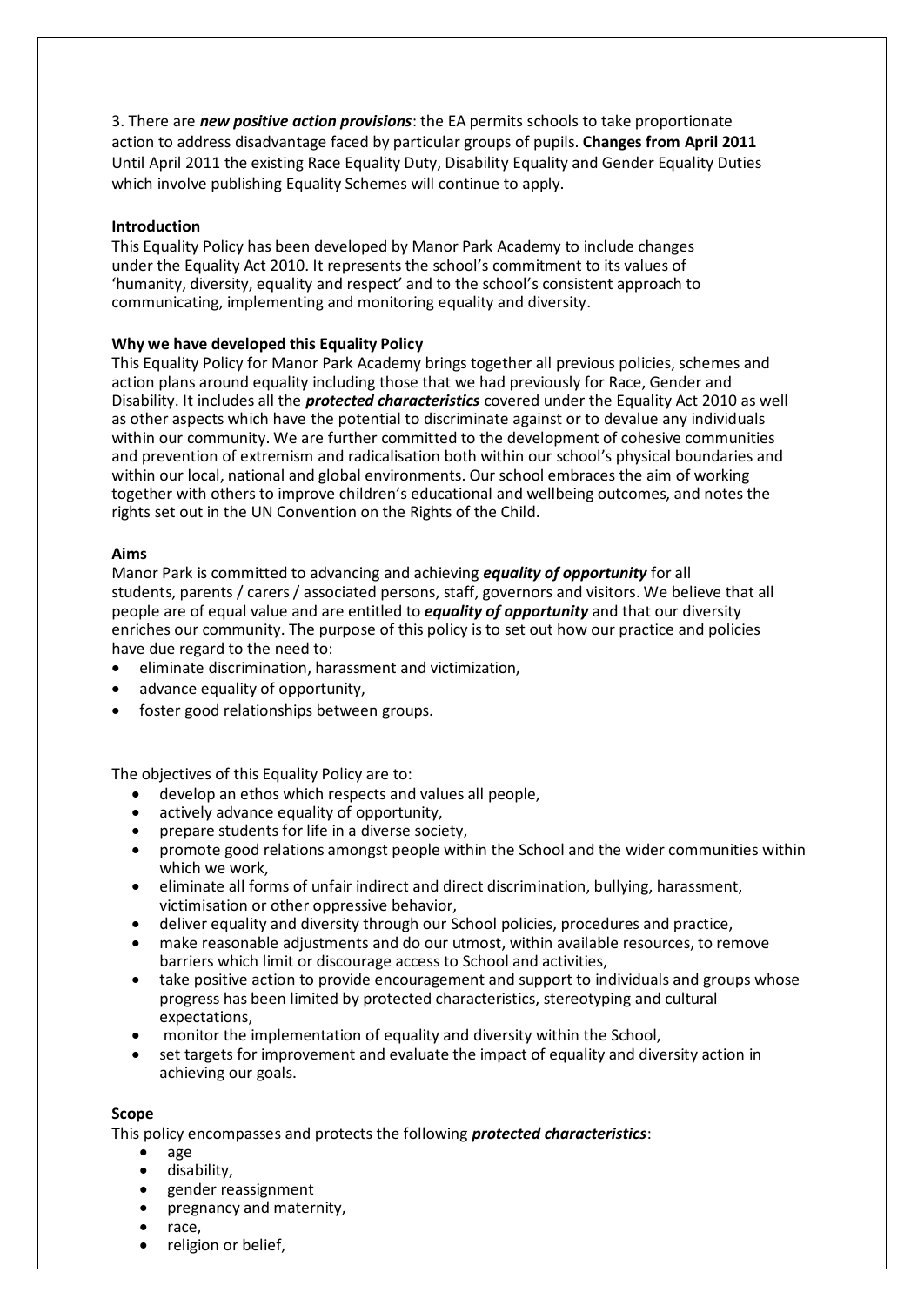3. There are ***new positive action provisions***: the EA permits schools to take proportionate action to address disadvantage faced by particular groups of pupils. **Changes from April 2011** Until April 2011 the existing Race Equality Duty, Disability Equality and Gender Equality Duties which involve publishing Equality Schemes will continue to apply.

**Introduction**
This Equality Policy has been developed by Manor Park Academy to include changes under the Equality Act 2010. It represents the school's commitment to its values of 'humanity, diversity, equality and respect' and to the school's consistent approach to communicating, implementing and monitoring equality and diversity.

**Why we have developed this Equality Policy**
This Equality Policy for Manor Park Academy brings together all previous policies, schemes and action plans around equality including those that we had previously for Race, Gender and Disability. It includes all the ***protected characteristics*** covered under the Equality Act 2010 as well as other aspects which have the potential to discriminate against or to devalue any individuals within our community. We are further committed to the development of cohesive communities and prevention of extremism and radicalisation both within our school's physical boundaries and within our local, national and global environments. Our school embraces the aim of working together with others to improve children's educational and wellbeing outcomes, and notes the rights set out in the UN Convention on the Rights of the Child.

**Aims**
Manor Park is committed to advancing and achieving ***equality of opportunity*** for all students, parents / carers / associated persons, staff, governors and visitors. We believe that all people are of equal value and are entitled to ***equality of opportunity*** and that our diversity enriches our community. The purpose of this policy is to set out how our practice and policies have due regard to the need to:

- eliminate discrimination, harassment and victimization,
- advance equality of opportunity,
- foster good relationships between groups.

The objectives of this Equality Policy are to:

- develop an ethos which respects and values all people,
- actively advance equality of opportunity,
- prepare students for life in a diverse society,
- promote good relations amongst people within the School and the wider communities within which we work,
- eliminate all forms of unfair indirect and direct discrimination, bullying, harassment, victimisation or other oppressive behavior,
- deliver equality and diversity through our School policies, procedures and practice,
- make reasonable adjustments and do our utmost, within available resources, to remove barriers which limit or discourage access to School and activities,
- take positive action to provide encouragement and support to individuals and groups whose progress has been limited by protected characteristics, stereotyping and cultural expectations,
- monitor the implementation of equality and diversity within the School,
- set targets for improvement and evaluate the impact of equality and diversity action in achieving our goals.

**Scope**
This policy encompasses and protects the following ***protected characteristics***:

- age
- disability,
- gender reassignment
- pregnancy and maternity,
- race,
- religion or belief,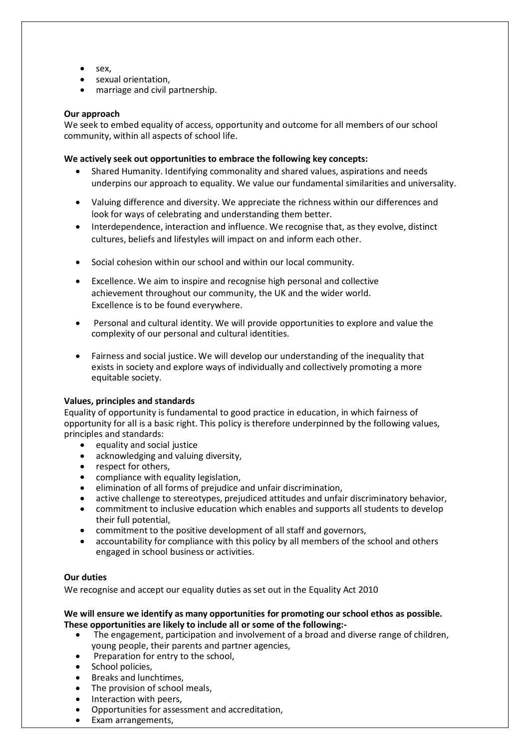- sex,
- sexual orientation,
- marriage and civil partnership.

**Our approach**
We seek to embed equality of access, opportunity and outcome for all members of our school community, within all aspects of school life.

**We actively seek out opportunities to embrace the following key concepts:**

- Shared Humanity. Identifying commonality and shared values, aspirations and needs underpins our approach to equality. We value our fundamental similarities and universality.
- Valuing difference and diversity. We appreciate the richness within our differences and look for ways of celebrating and understanding them better.
- Interdependence, interaction and influence. We recognise that, as they evolve, distinct cultures, beliefs and lifestyles will impact on and inform each other.
- Social cohesion within our school and within our local community.
- Excellence. We aim to inspire and recognise high personal and collective achievement throughout our community, the UK and the wider world. Excellence is to be found everywhere.
- Personal and cultural identity. We will provide opportunities to explore and value the complexity of our personal and cultural identities.
- Fairness and social justice. We will develop our understanding of the inequality that exists in society and explore ways of individually and collectively promoting a more equitable society.

**Values, principles and standards**
Equality of opportunity is fundamental to good practice in education, in which fairness of opportunity for all is a basic right. This policy is therefore underpinned by the following values, principles and standards:

- equality and social justice
- acknowledging and valuing diversity,
- respect for others,
- compliance with equality legislation,
- elimination of all forms of prejudice and unfair discrimination,
- active challenge to stereotypes, prejudiced attitudes and unfair discriminatory behavior,
- commitment to inclusive education which enables and supports all students to develop their full potential,
- commitment to the positive development of all staff and governors,
- accountability for compliance with this policy by all members of the school and others engaged in school business or activities.

**Our duties**
We recognise and accept our equality duties as set out in the Equality Act 2010

**We will ensure we identify as many opportunities for promoting our school ethos as possible. These opportunities are likely to include all or some of the following:-**

- The engagement, participation and involvement of a broad and diverse range of children, young people, their parents and partner agencies,
- Preparation for entry to the school,
- School policies,
- Breaks and lunchtimes,
- The provision of school meals,
- Interaction with peers,
- Opportunities for assessment and accreditation,
- Exam arrangements,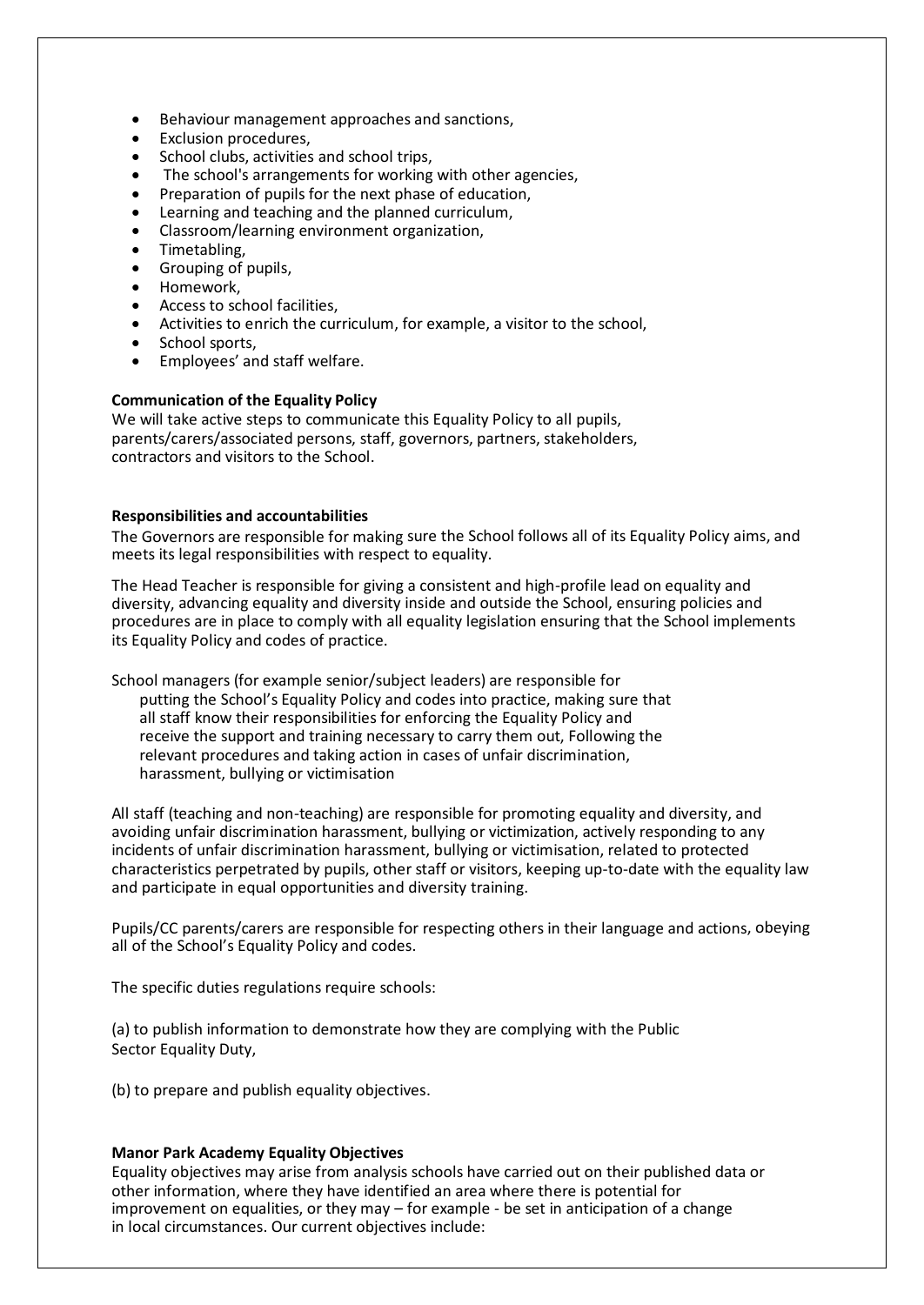- Behaviour management approaches and sanctions,
- Exclusion procedures,
- School clubs, activities and school trips,
- The school's arrangements for working with other agencies,
- Preparation of pupils for the next phase of education,
- Learning and teaching and the planned curriculum,
- Classroom/learning environment organization,
- Timetabling,
- Grouping of pupils,
- Homework,
- Access to school facilities,
- Activities to enrich the curriculum, for example, a visitor to the school,
- School sports,
- Employees' and staff welfare.

**Communication of the Equality Policy**

We will take active steps to communicate this Equality Policy to all pupils, parents/carers/associated persons, staff, governors, partners, stakeholders, contractors and visitors to the School.

**Responsibilities and accountabilities**

The Governors are responsible for making sure the School follows all of its Equality Policy aims, and meets its legal responsibilities with respect to equality.

The Head Teacher is responsible for giving a consistent and high-profile lead on equality and diversity, advancing equality and diversity inside and outside the School, ensuring policies and procedures are in place to comply with all equality legislation ensuring that the School implements its Equality Policy and codes of practice.

School managers (for example senior/subject leaders) are responsible for putting the School's Equality Policy and codes into practice, making sure that all staff know their responsibilities for enforcing the Equality Policy and receive the support and training necessary to carry them out, Following the relevant procedures and taking action in cases of unfair discrimination, harassment, bullying or victimisation

All staff (teaching and non-teaching) are responsible for promoting equality and diversity, and avoiding unfair discrimination harassment, bullying or victimization, actively responding to any incidents of unfair discrimination harassment, bullying or victimisation, related to protected characteristics perpetrated by pupils, other staff or visitors, keeping up-to-date with the equality law and participate in equal opportunities and diversity training.

Pupils/CC parents/carers are responsible for respecting others in their language and actions, obeying all of the School's Equality Policy and codes.

The specific duties regulations require schools:

(a) to publish information to demonstrate how they are complying with the Public Sector Equality Duty,

(b) to prepare and publish equality objectives.

**Manor Park Academy Equality Objectives**

Equality objectives may arise from analysis schools have carried out on their published data or other information, where they have identified an area where there is potential for improvement on equalities, or they may – for example - be set in anticipation of a change in local circumstances. Our current objectives include: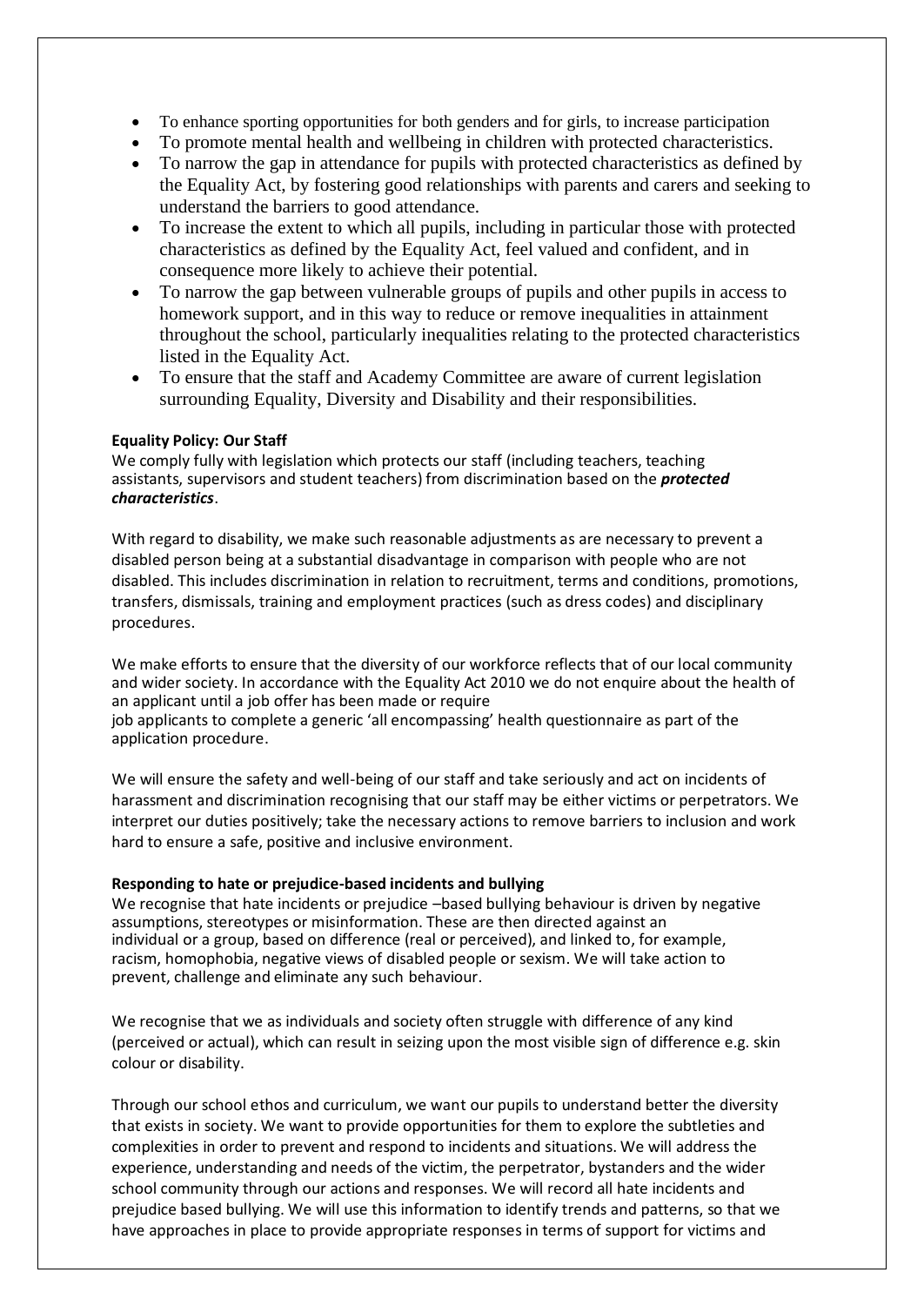- To enhance sporting opportunities for both genders and for girls, to increase participation
- To promote mental health and wellbeing in children with protected characteristics.
- To narrow the gap in attendance for pupils with protected characteristics as defined by the Equality Act, by fostering good relationships with parents and carers and seeking to understand the barriers to good attendance.
- To increase the extent to which all pupils, including in particular those with protected characteristics as defined by the Equality Act, feel valued and confident, and in consequence more likely to achieve their potential.
- To narrow the gap between vulnerable groups of pupils and other pupils in access to homework support, and in this way to reduce or remove inequalities in attainment throughout the school, particularly inequalities relating to the protected characteristics listed in the Equality Act.
- To ensure that the staff and Academy Committee are aware of current legislation surrounding Equality, Diversity and Disability and their responsibilities.

**Equality Policy: Our Staff**

We comply fully with legislation which protects our staff (including teachers, teaching assistants, supervisors and student teachers) from discrimination based on the ***protected characteristics***.

With regard to disability, we make such reasonable adjustments as are necessary to prevent a disabled person being at a substantial disadvantage in comparison with people who are not disabled. This includes discrimination in relation to recruitment, terms and conditions, promotions, transfers, dismissals, training and employment practices (such as dress codes) and disciplinary procedures.

We make efforts to ensure that the diversity of our workforce reflects that of our local community and wider society. In accordance with the Equality Act 2010 we do not enquire about the health of an applicant until a job offer has been made or require job applicants to complete a generic 'all encompassing' health questionnaire as part of the application procedure.

We will ensure the safety and well-being of our staff and take seriously and act on incidents of harassment and discrimination recognising that our staff may be either victims or perpetrators. We interpret our duties positively; take the necessary actions to remove barriers to inclusion and work hard to ensure a safe, positive and inclusive environment.

**Responding to hate or prejudice-based incidents and bullying**

We recognise that hate incidents or prejudice –based bullying behaviour is driven by negative assumptions, stereotypes or misinformation. These are then directed against an individual or a group, based on difference (real or perceived), and linked to, for example, racism, homophobia, negative views of disabled people or sexism. We will take action to prevent, challenge and eliminate any such behaviour.

We recognise that we as individuals and society often struggle with difference of any kind (perceived or actual), which can result in seizing upon the most visible sign of difference e.g. skin colour or disability.

Through our school ethos and curriculum, we want our pupils to understand better the diversity that exists in society. We want to provide opportunities for them to explore the subtleties and complexities in order to prevent and respond to incidents and situations. We will address the experience, understanding and needs of the victim, the perpetrator, bystanders and the wider school community through our actions and responses. We will record all hate incidents and prejudice based bullying. We will use this information to identify trends and patterns, so that we have approaches in place to provide appropriate responses in terms of support for victims and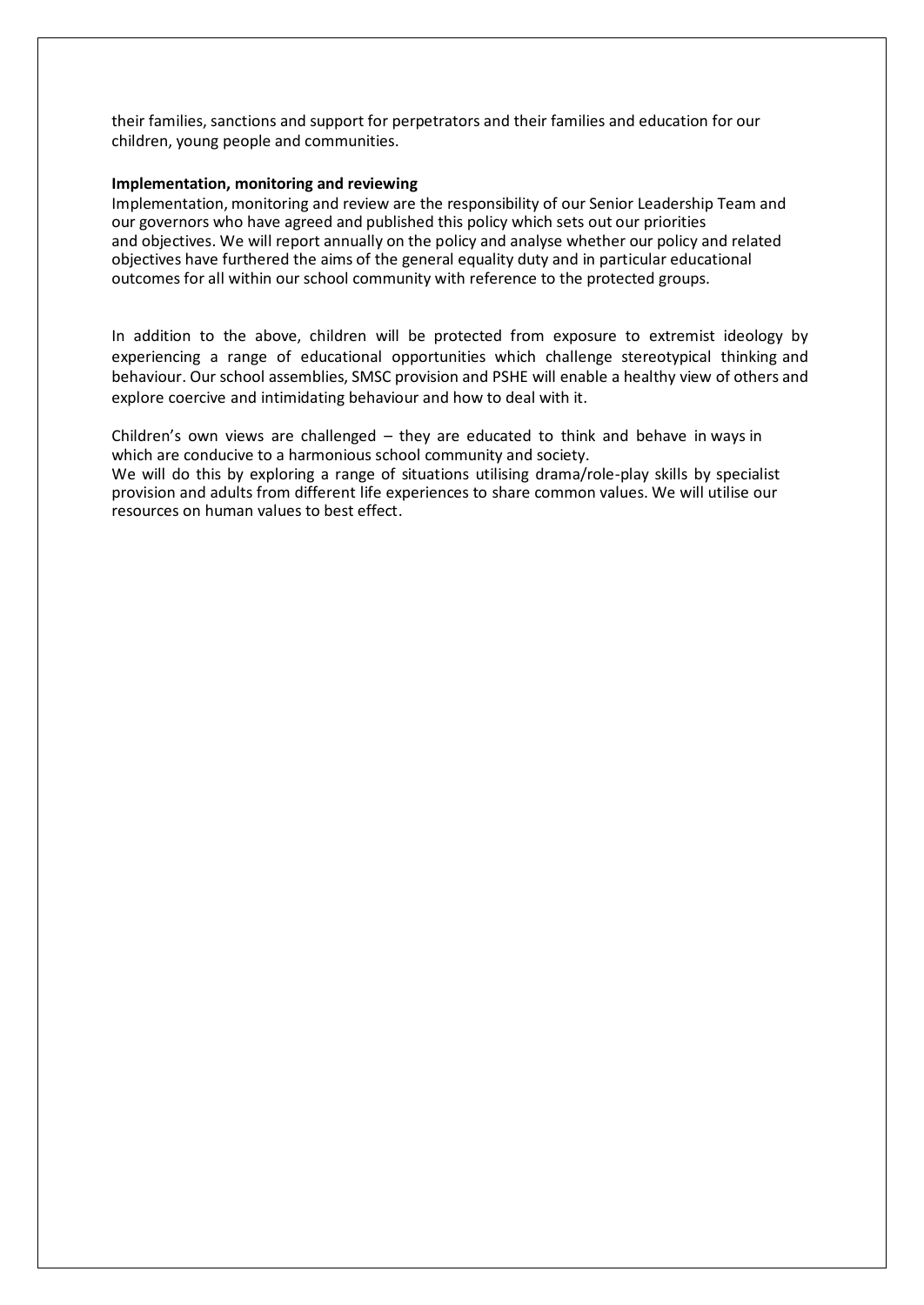their families, sanctions and support for perpetrators and their families and education for our children, young people and communities.

**Implementation, monitoring and reviewing**

Implementation, monitoring and review are the responsibility of our Senior Leadership Team and our governors who have agreed and published this policy which sets out our priorities and objectives. We will report annually on the policy and analyse whether our policy and related objectives have furthered the aims of the general equality duty and in particular educational outcomes for all within our school community with reference to the protected groups.

In addition to the above, children will be protected from exposure to extremist ideology by experiencing a range of educational opportunities which challenge stereotypical thinking and behaviour. Our school assemblies, SMSC provision and PSHE will enable a healthy view of others and explore coercive and intimidating behaviour and how to deal with it.

Children's own views are challenged – they are educated to think and behave in ways in which are conducive to a harmonious school community and society.
We will do this by exploring a range of situations utilising drama/role-play skills by specialist provision and adults from different life experiences to share common values. We will utilise our resources on human values to best effect.